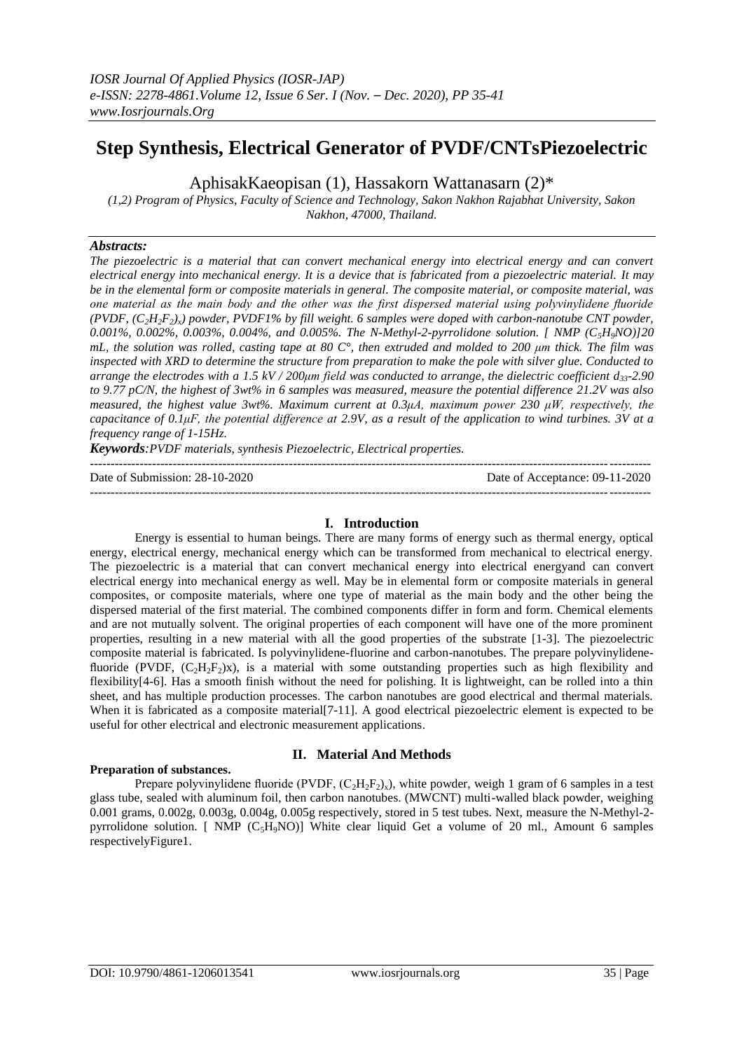# Step Synthesis, Electrical Generator of PVDF/CNTsPiezoelectric

AphisakKaeopisan (1), Hassakorn Wattanasarn (2)*

*(1,2) Program of Physics, Faculty of Science and Technology, Sakon Nakhon Rajabhat University, Sakon Nakhon, 47000, Thailand.*

## *Abstracts:*

*The piezoelectric is a material that can convert mechanical energy into electrical energy and can convert electrical energy into mechanical energy. It is a device that is fabricated from a piezoelectric material. It may be in the elemental form or composite materials in general. The composite material, or composite material, was one material as the main body and the other was the first dispersed material using polyvinylidene fluoride (PVDF, $(C_2H_2F_2)_x$) powder, PVDF1% by fill weight. 6 samples were doped with carbon-nanotube CNT powder, 0.001%, 0.002%, 0.003%, 0.004%, and 0.005%. The N-Methyl-2-pyrrolidone solution. [ NMP ($C_5H_9NO$)]20 mL, the solution was rolled, casting tape at 80 C°, then extruded and molded to 200 μm thick. The film was inspected with XRD to determine the structure from preparation to make the pole with silver glue. Conducted to arrange the electrodes with a 1.5 kV / 200μm field was conducted to arrange, the dielectric coefficient $d_{33}$-2.90 to 9.77 pC/N, the highest of 3wt% in 6 samples was measured, measure the potential difference 21.2V was also measured, the highest value 3wt%. Maximum current at 0.3μA, maximum power 230 μW, respectively, the capacitance of 0.1μF, the potential difference at 2.9V, as a result of the application to wind turbines. 3V at a frequency range of 1-15Hz.*

***Keywords**:PVDF materials, synthesis Piezoelectric, Electrical properties.*

---

Date of Submission: 28-10-2020 Date of Acceptance: 09-11-2020

---

## I. Introduction

Energy is essential to human beings. There are many forms of energy such as thermal energy, optical energy, electrical energy, mechanical energy which can be transformed from mechanical to electrical energy. The piezoelectric is a material that can convert mechanical energy into electrical energyand can convert electrical energy into mechanical energy as well. May be in elemental form or composite materials in general composites, or composite materials, where one type of material as the main body and the other being the dispersed material of the first material. The combined components differ in form and form. Chemical elements and are not mutually solvent. The original properties of each component will have one of the more prominent properties, resulting in a new material with all the good properties of the substrate [1-3]. The piezoelectric composite material is fabricated. Is polyvinylidene-fluorine and carbon-nanotubes. The prepare polyvinylidene-fluoride (PVDF, $(C_2H_2F_2)x$), is a material with some outstanding properties such as high flexibility and flexibility[4-6]. Has a smooth finish without the need for polishing. It is lightweight, can be rolled into a thin sheet, and has multiple production processes. The carbon nanotubes are good electrical and thermal materials. When it is fabricated as a composite material[7-11]. A good electrical piezoelectric element is expected to be useful for other electrical and electronic measurement applications.

## II. Material And Methods

**Preparation of substances.**

Prepare polyvinylidene fluoride (PVDF, $(C_2H_2F_2)_x$), white powder, weigh 1 gram of 6 samples in a test glass tube, sealed with aluminum foil, then carbon nanotubes. (MWCNT) multi-walled black powder, weighing 0.001 grams, 0.002g, 0.003g, 0.004g, 0.005g respectively, stored in 5 test tubes. Next, measure the N-Methyl-2-pyrrolidone solution. [ NMP ($C_5H_9NO$)] White clear liquid Get a volume of 20 ml., Amount 6 samples respectivelyFigure1.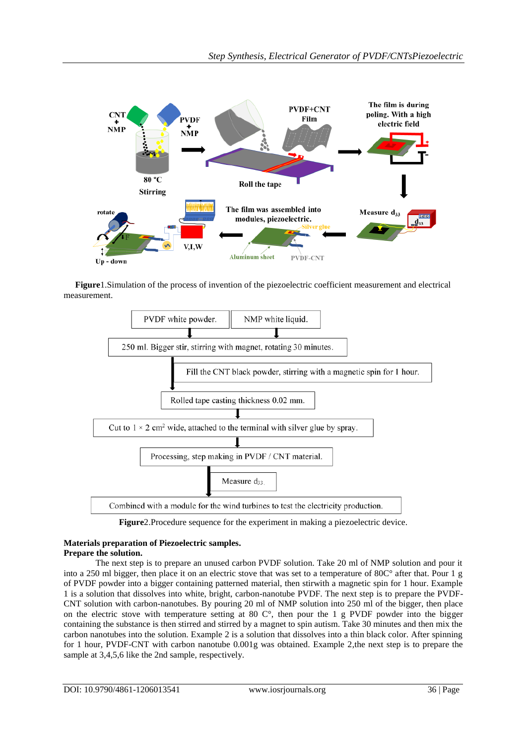**Figure**1.Simulation of the process of invention of the piezoelectric coefficient measurement and electrical measurement.

PVDF white powder.

NMP white liquid.

250 ml. Bigger stir, stirring with magnet, rotating 30 minutes.

Fill the CNT black powder, stirring with a magnetic spin for 1 hour.

Rolled tape casting thickness 0.02 mm.

Cut to 1 × 2 cm² wide, attached to the terminal with silver glue by spray.

Processing, step making in PVDF / CNT material.

Measure $d_{33}$.

Combined with a module for the wind turbines to test the electricity production.

**Figure**2.Procedure sequence for the experiment in making a piezoelectric device.

**Materials preparation of Piezoelectric samples.**
**Prepare the solution.**

The next step is to prepare an unused carbon PVDF solution. Take 20 ml of NMP solution and pour it into a 250 ml bigger, then place it on an electric stove that was set to a temperature of 80C° after that. Pour 1 g of PVDF powder into a bigger containing patterned material, then stirwith a magnetic spin for 1 hour. Example 1 is a solution that dissolves into white, bright, carbon-nanotube PVDF. The next step is to prepare the PVDF-CNT solution with carbon-nanotubes. By pouring 20 ml of NMP solution into 250 ml of the bigger, then place on the electric stove with temperature setting at 80 C°, then pour the 1 g PVDF powder into the bigger containing the substance is then stirred and stirred by a magnet to spin autism. Take 30 minutes and then mix the carbon nanotubes into the solution. Example 2 is a solution that dissolves into a thin black color. After spinning for 1 hour, PVDF-CNT with carbon nanotube 0.001g was obtained. Example 2,the next step is to prepare the sample at 3,4,5,6 like the 2nd sample, respectively.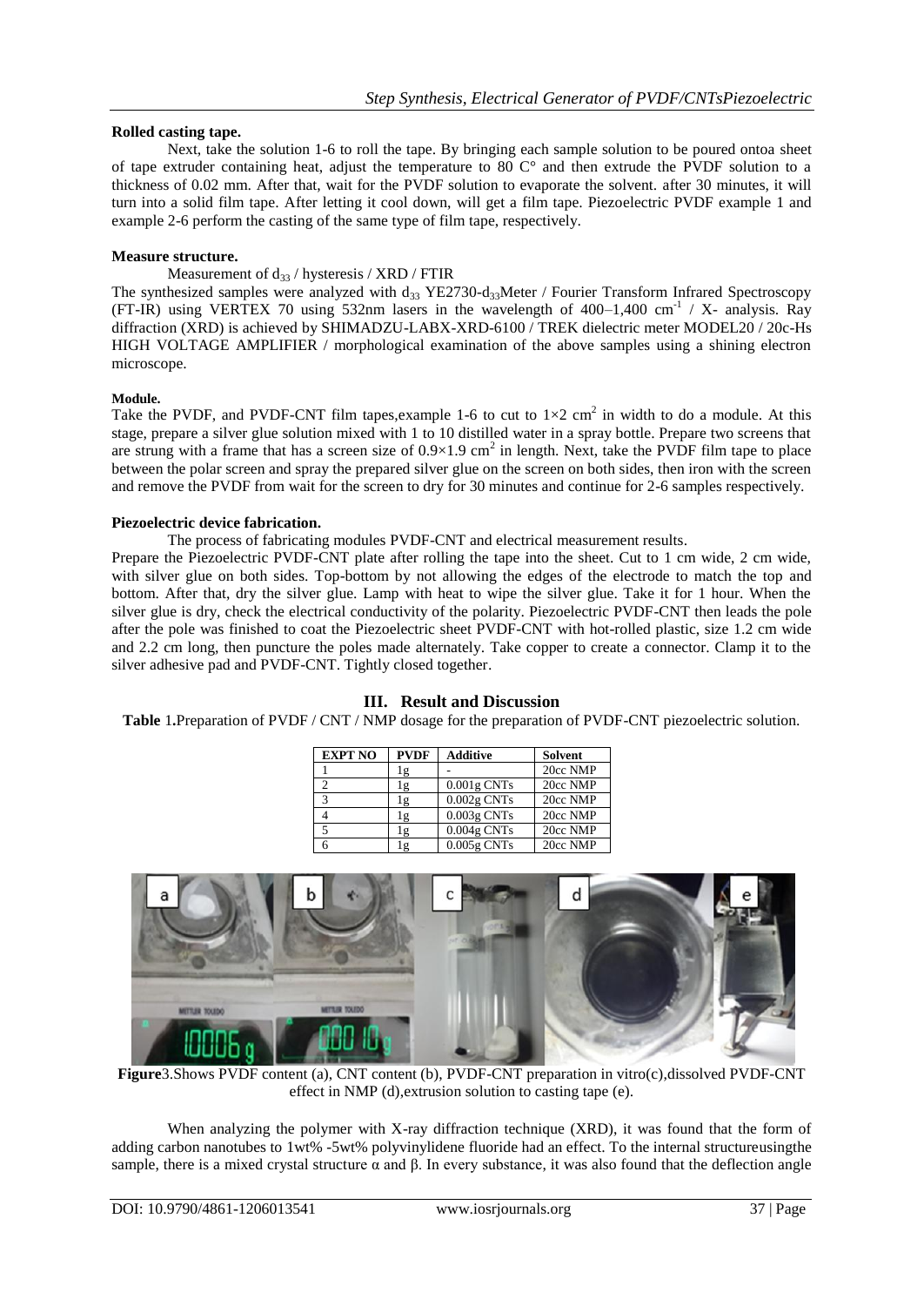**Rolled casting tape.**

Next, take the solution 1-6 to roll the tape. By bringing each sample solution to be poured ontoa sheet of tape extruder containing heat, adjust the temperature to 80 C° and then extrude the PVDF solution to a thickness of 0.02 mm. After that, wait for the PVDF solution to evaporate the solvent. after 30 minutes, it will turn into a solid film tape. After letting it cool down, will get a film tape. Piezoelectric PVDF example 1 and example 2-6 perform the casting of the same type of film tape, respectively.

**Measure structure.**

Measurement of $d_{33}$ / hysteresis / XRD / FTIR

The synthesized samples were analyzed with $d_{33}$ YE2730-$d_{33}$Meter / Fourier Transform Infrared Spectroscopy (FT-IR) using VERTEX 70 using 532nm lasers in the wavelength of 400–1,400 $cm^{-1}$ / X- analysis. Ray diffraction (XRD) is achieved by SHIMADZU-LABX-XRD-6100 / TREK dielectric meter MODEL20 / 20c-Hs HIGH VOLTAGE AMPLIFIER / morphological examination of the above samples using a shining electron microscope.

**Module.**

Take the PVDF, and PVDF-CNT film tapes,example 1-6 to cut to $1{\times}2$ $cm^2$ in width to do a module. At this stage, prepare a silver glue solution mixed with 1 to 10 distilled water in a spray bottle. Prepare two screens that are strung with a frame that has a screen size of $0.9{\times}1.9$ $cm^2$ in length. Next, take the PVDF film tape to place between the polar screen and spray the prepared silver glue on the screen on both sides, then iron with the screen and remove the PVDF from wait for the screen to dry for 30 minutes and continue for 2-6 samples respectively.

**Piezoelectric device fabrication.**

The process of fabricating modules PVDF-CNT and electrical measurement results.

Prepare the Piezoelectric PVDF-CNT plate after rolling the tape into the sheet. Cut to 1 cm wide, 2 cm wide, with silver glue on both sides. Top-bottom by not allowing the edges of the electrode to match the top and bottom. After that, dry the silver glue. Lamp with heat to wipe the silver glue. Take it for 1 hour. When the silver glue is dry, check the electrical conductivity of the polarity. Piezoelectric PVDF-CNT then leads the pole after the pole was finished to coat the Piezoelectric sheet PVDF-CNT with hot-rolled plastic, size 1.2 cm wide and 2.2 cm long, then puncture the poles made alternately. Take copper to create a connector. Clamp it to the silver adhesive pad and PVDF-CNT. Tightly closed together.

## III. Result and Discussion

**Table 1.** Preparation of PVDF / CNT / NMP dosage for the preparation of PVDF-CNT piezoelectric solution.

| EXPT NO | PVDF | Additive | Solvent |
|---|---|---|---|
| 1 | 1g | - | 20cc NMP |
| 2 | 1g | 0.001g CNTs | 20cc NMP |
| 3 | 1g | 0.002g CNTs | 20cc NMP |
| 4 | 1g | 0.003g CNTs | 20cc NMP |
| 5 | 1g | 0.004g CNTs | 20cc NMP |
| 6 | 1g | 0.005g CNTs | 20cc NMP |

**Figure**3.Shows PVDF content (a), CNT content (b), PVDF-CNT preparation in vitro(c),dissolved PVDF-CNT effect in NMP (d),extrusion solution to casting tape (e).

When analyzing the polymer with X-ray diffraction technique (XRD), it was found that the form of adding carbon nanotubes to 1wt% -5wt% polyvinylidene fluoride had an effect. To the internal structureusingthe sample, there is a mixed crystal structure α and β. In every substance, it was also found that the deflection angle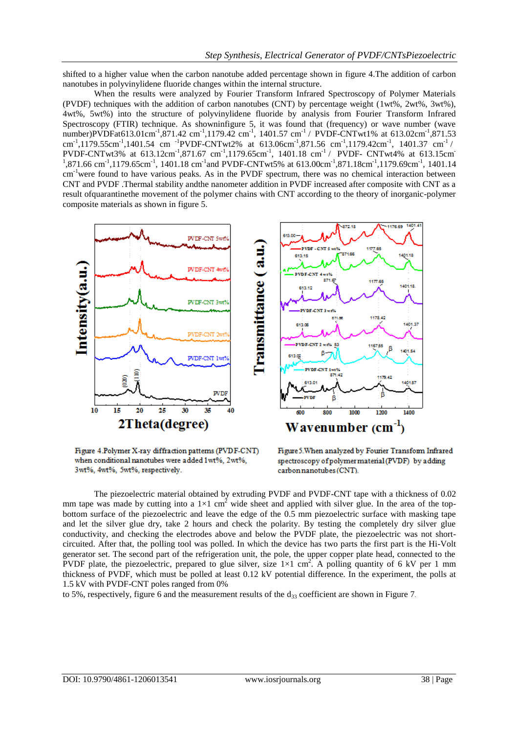shifted to a higher value when the carbon nanotube added percentage shown in figure 4.The addition of carbon nanotubes in polyvinylidene fluoride changes within the internal structure.

When the results were analyzed by Fourier Transform Infrared Spectroscopy of Polymer Materials (PVDF) techniques with the addition of carbon nanotubes (CNT) by percentage weight (1wt%, 2wt%, 3wt%), 4wt%, 5wt%) into the structure of polyvinylidene fluoride by analysis from Fourier Transform Infrared Spectroscopy (FTIR) technique. As showninfigure 5, it was found that (frequency) or wave number (wave number)PVDFat613.01cm$^{-1}$,871.42 cm$^{-1}$,1179.42 cm$^{-1}$, 1401.57 cm$^{-1}$ / PVDF-CNTwt1% at 613.02cm$^{-1}$,871.53 cm$^{-1}$,1179.55cm$^{-1}$,1401.54 cm $^{-1}$PVDF-CNTwt2% at 613.06cm$^{-1}$,871.56 cm$^{-1}$,1179.42cm$^{-1}$, 1401.37 cm$^{-1}$ / PVDF-CNTwt3% at 613.12cm$^{-1}$,871.67 cm$^{-1}$,1179.65cm$^{-1}$, 1401.18 cm$^{-1}$ / PVDF- CNTwt4% at 613.15cm$^{-1}$,871.66 cm$^{-1}$,1179.65cm$^{-1}$, 1401.18 cm$^{-1}$and PVDF-CNTwt5% at 613.00cm$^{-1}$,871.18cm$^{-1}$,1179.69cm$^{-1}$, 1401.14 cm$^{-1}$were found to have various peaks. As in the PVDF spectrum, there was no chemical interaction between CNT and PVDF .Thermal stability andthe nanometer addition in PVDF increased after composite with CNT as a result ofquarantinethe movement of the polymer chains with CNT according to the theory of inorganic-polymer composite materials as shown in figure 5.

Figure 4.Polymer X-ray diffraction patterns (PVDF-CNT) when conditional nanotubes were added 1wt%, 2wt%, 3wt%, 4wt%, 5wt%, respectively.

Figure 5.When analyzed by Fourier Transform Infrared spectroscopy of polymer material (PVDF) by adding carbon nanotubes (CNT).

The piezoelectric material obtained by extruding PVDF and PVDF-CNT tape with a thickness of 0.02 mm tape was made by cutting into a 1×1 cm$^2$ wide sheet and applied with silver glue. In the area of the top-bottom surface of the piezoelectric and leave the edge of the 0.5 mm piezoelectric surface with masking tape and let the silver glue dry, take 2 hours and check the polarity. By testing the completely dry silver glue conductivity, and checking the electrodes above and below the PVDF plate, the piezoelectric was not short-circuited. After that, the polling tool was polled. In which the device has two parts the first part is the Hi-Volt generator set. The second part of the refrigeration unit, the pole, the upper copper plate head, connected to the PVDF plate, the piezoelectric, prepared to glue silver, size 1×1 cm$^2$. A polling quantity of 6 kV per 1 mm thickness of PVDF, which must be polled at least 0.12 kV potential difference. In the experiment, the polls at 1.5 kV with PVDF-CNT poles ranged from 0%

to 5%, respectively, figure 6 and the measurement results of the $d_{33}$ coefficient are shown in Figure 7.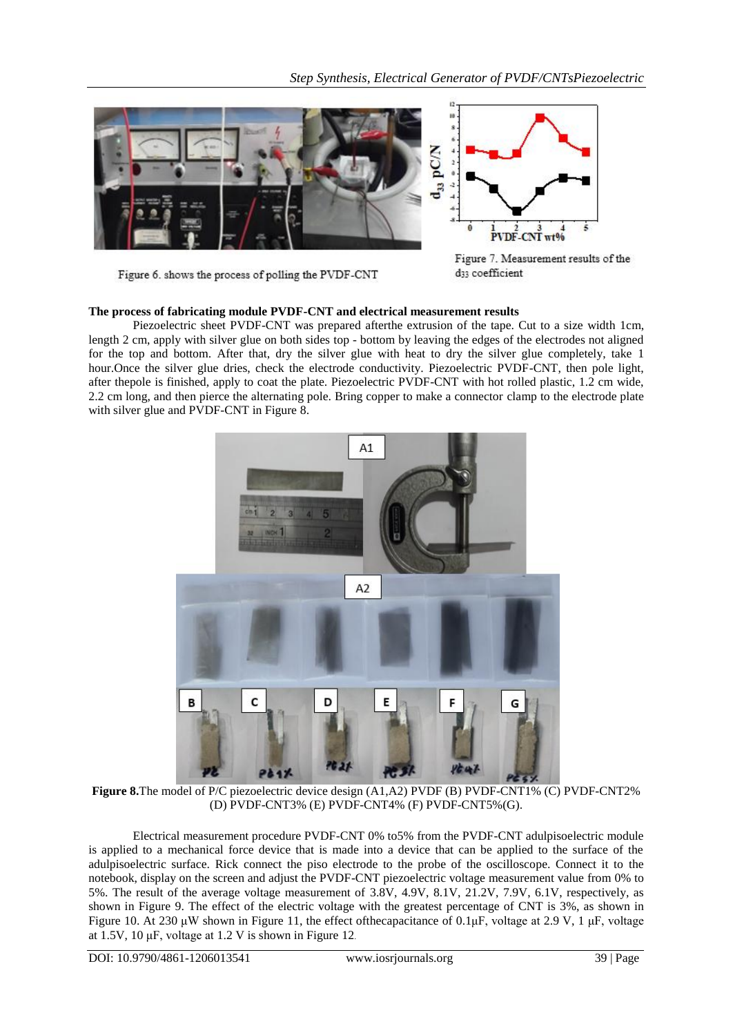Figure 6. shows the process of polling the PVDF-CNT

Figure 7. Measurement results of the $d_{33}$ coefficient

**The process of fabricating module PVDF-CNT and electrical measurement results**

Piezoelectric sheet PVDF-CNT was prepared afterthe extrusion of the tape. Cut to a size width 1cm, length 2 cm, apply with silver glue on both sides top - bottom by leaving the edges of the electrodes not aligned for the top and bottom. After that, dry the silver glue with heat to dry the silver glue completely, take 1 hour.Once the silver glue dries, check the electrode conductivity. Piezoelectric PVDF-CNT, then pole light, after thepole is finished, apply to coat the plate. Piezoelectric PVDF-CNT with hot rolled plastic, 1.2 cm wide, 2.2 cm long, and then pierce the alternating pole. Bring copper to make a connector clamp to the electrode plate with silver glue and PVDF-CNT in Figure 8.

**Figure 8.**The model of P/C piezoelectric device design (A1,A2) PVDF (B) PVDF-CNT1% (C) PVDF-CNT2% (D) PVDF-CNT3% (E) PVDF-CNT4% (F) PVDF-CNT5%(G).

Electrical measurement procedure PVDF-CNT 0% to5% from the PVDF-CNT adulpisoelectric module is applied to a mechanical force device that is made into a device that can be applied to the surface of the adulpisoelectric surface. Rick connect the piso electrode to the probe of the oscilloscope. Connect it to the notebook, display on the screen and adjust the PVDF-CNT piezoelectric voltage measurement value from 0% to 5%. The result of the average voltage measurement of 3.8V, 4.9V, 8.1V, 21.2V, 7.9V, 6.1V, respectively, as shown in Figure 9. The effect of the electric voltage with the greatest percentage of CNT is 3%, as shown in Figure 10. At 230 μW shown in Figure 11, the effect ofthecapacitance of 0.1μF, voltage at 2.9 V, 1 μF, voltage at 1.5V, 10 μF, voltage at 1.2 V is shown in Figure 12.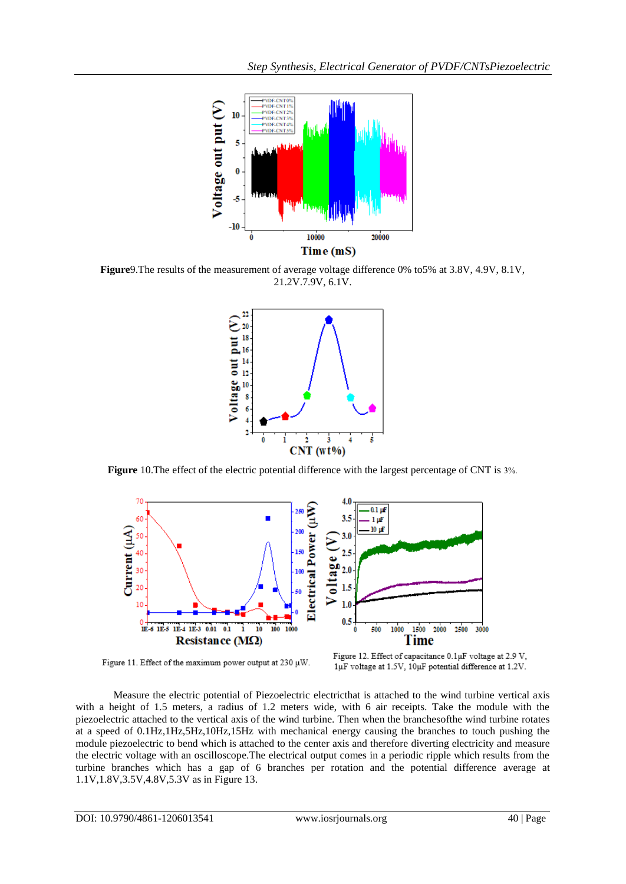**Figure**9.The results of the measurement of average voltage difference 0% to5% at 3.8V, 4.9V, 8.1V, 21.2V.7.9V, 6.1V.

**Figure** 10.The effect of the electric potential difference with the largest percentage of CNT is 3%.

Figure 11. Effect of the maximum power output at 230 µW.

Figure 12. Effect of capacitance 0.1µF voltage at 2.9 V, 1µF voltage at 1.5V, 10µF potential difference at 1.2V.

Measure the electric potential of Piezoelectric electricthat is attached to the wind turbine vertical axis with a height of 1.5 meters, a radius of 1.2 meters wide, with 6 air receipts. Take the module with the piezoelectric attached to the vertical axis of the wind turbine. Then when the branchesofthe wind turbine rotates at a speed of 0.1Hz,1Hz,5Hz,10Hz,15Hz with mechanical energy causing the branches to touch pushing the module piezoelectric to bend which is attached to the center axis and therefore diverting electricity and measure the electric voltage with an oscilloscope.The electrical output comes in a periodic ripple which results from the turbine branches which has a gap of 6 branches per rotation and the potential difference average at 1.1V,1.8V,3.5V,4.8V,5.3V as in Figure 13.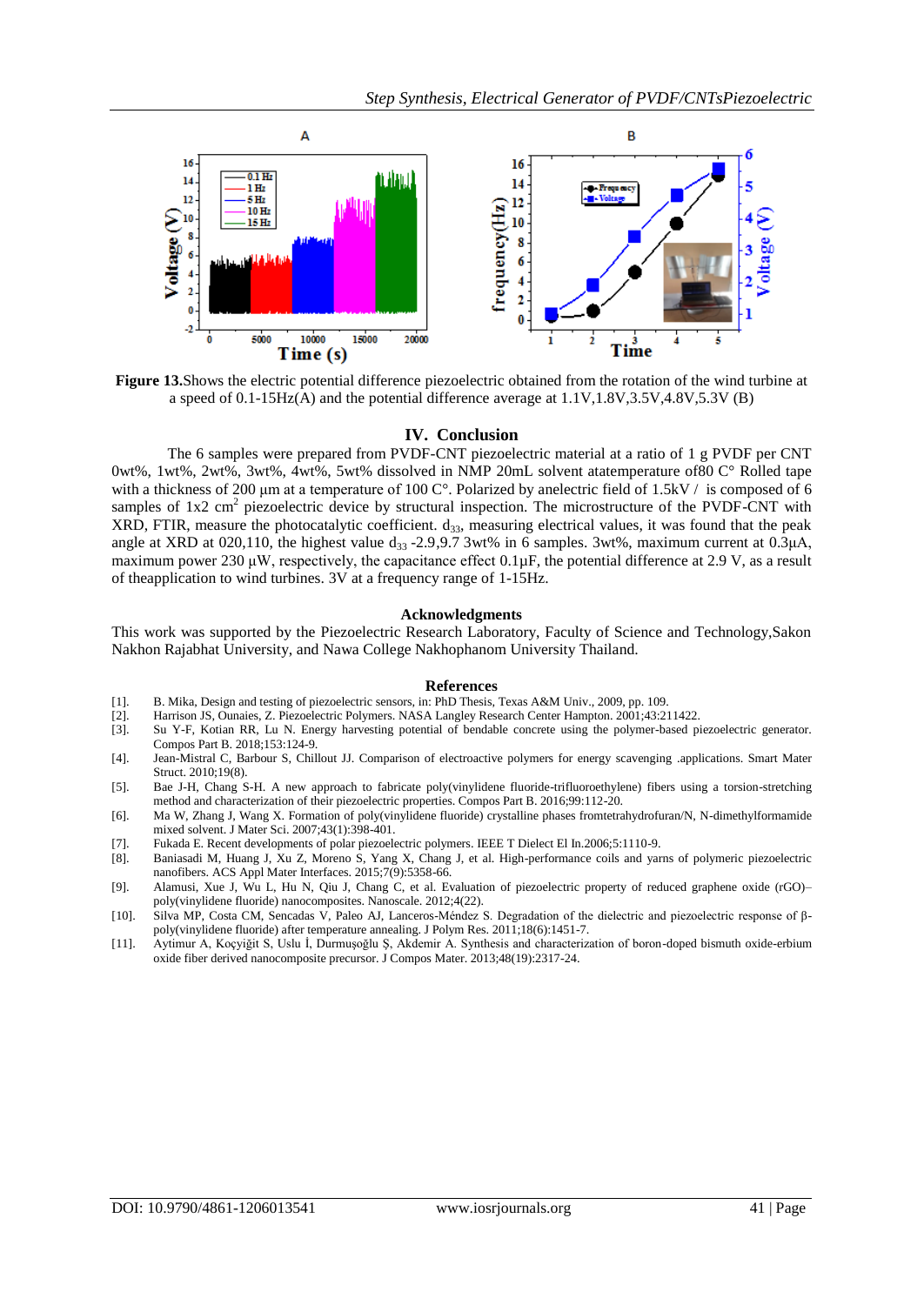A

Voltage (V)

Time (s)

0.1 Hz
1 Hz
5 Hz
10 Hz
15 Hz

B

frequency(Hz)

Voltage (V)

Time

Frequency
Voltage

**Figure 13.**Shows the electric potential difference piezoelectric obtained from the rotation of the wind turbine at a speed of 0.1-15Hz(A) and the potential difference average at 1.1V,1.8V,3.5V,4.8V,5.3V (B)

## IV. Conclusion

The 6 samples were prepared from PVDF-CNT piezoelectric material at a ratio of 1 g PVDF per CNT 0wt%, 1wt%, 2wt%, 3wt%, 4wt%, 5wt% dissolved in NMP 20mL solvent atatemperature of80 C° Rolled tape with a thickness of 200 µm at a temperature of 100 C°. Polarized by anelectric field of 1.5kV / is composed of 6 samples of 1x2 cm$^2$ piezoelectric device by structural inspection. The microstructure of the PVDF-CNT with XRD, FTIR, measure the photocatalytic coefficient. $d_{33}$, measuring electrical values, it was found that the peak angle at XRD at 020,110, the highest value $d_{33}$ -2.9,9.7 3wt% in 6 samples. 3wt%, maximum current at 0.3µA, maximum power 230 µW, respectively, the capacitance effect 0.1µF, the potential difference at 2.9 V, as a result of theapplication to wind turbines. 3V at a frequency range of 1-15Hz.

### Acknowledgments

This work was supported by the Piezoelectric Research Laboratory, Faculty of Science and Technology,Sakon Nakhon Rajabhat University, and Nawa College Nakhophanom University Thailand.

### References

[1]. B. Mika, Design and testing of piezoelectric sensors, in: PhD Thesis, Texas A&M Univ., 2009, pp. 109.

[2]. Harrison JS, Ounaies, Z. Piezoelectric Polymers. NASA Langley Research Center Hampton. 2001;43:211422.

[3]. Su Y-F, Kotian RR, Lu N. Energy harvesting potential of bendable concrete using the polymer-based piezoelectric generator. Compos Part B. 2018;153:124-9.

[4]. Jean-Mistral C, Barbour S, Chillout JJ. Comparison of electroactive polymers for energy scavenging .applications. Smart Mater Struct. 2010;19(8).

[5]. Bae J-H, Chang S-H. A new approach to fabricate poly(vinylidene fluoride-trifluoroethylene) fibers using a torsion-stretching method and characterization of their piezoelectric properties. Compos Part B. 2016;99:112-20.

[6]. Ma W, Zhang J, Wang X. Formation of poly(vinylidene fluoride) crystalline phases fromtetrahydrofuran/N, N-dimethylformamide mixed solvent. J Mater Sci. 2007;43(1):398-401.

[7]. Fukada E. Recent developments of polar piezoelectric polymers. IEEE T Dielect El In.2006;5:1110-9.

[8]. Baniasadi M, Huang J, Xu Z, Moreno S, Yang X, Chang J, et al. High-performance coils and yarns of polymeric piezoelectric nanofibers. ACS Appl Mater Interfaces. 2015;7(9):5358-66.

[9]. Alamusi, Xue J, Wu L, Hu N, Qiu J, Chang C, et al. Evaluation of piezoelectric property of reduced graphene oxide (rGO)–poly(vinylidene fluoride) nanocomposites. Nanoscale. 2012;4(22).

[10]. Silva MP, Costa CM, Sencadas V, Paleo AJ, Lanceros-Méndez S. Degradation of the dielectric and piezoelectric response of β-poly(vinylidene fluoride) after temperature annealing. J Polym Res. 2011;18(6):1451-7.

[11]. Aytimur A, Koçyiğit S, Uslu İ, Durmuşoğlu Ş, Akdemir A. Synthesis and characterization of boron-doped bismuth oxide-erbium oxide fiber derived nanocomposite precursor. J Compos Mater. 2013;48(19):2317-24.